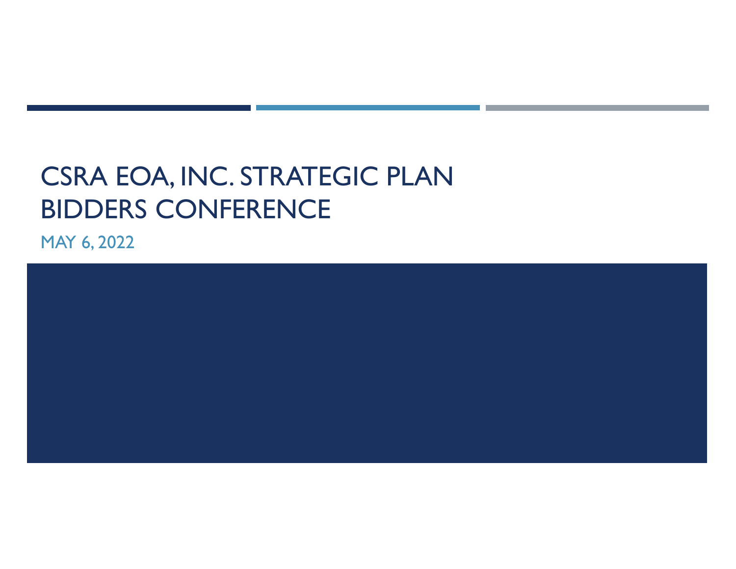# CSRA EOA, INC. STRATEGIC PLAN BIDDERS CONFERENCE

MAY 6, 2022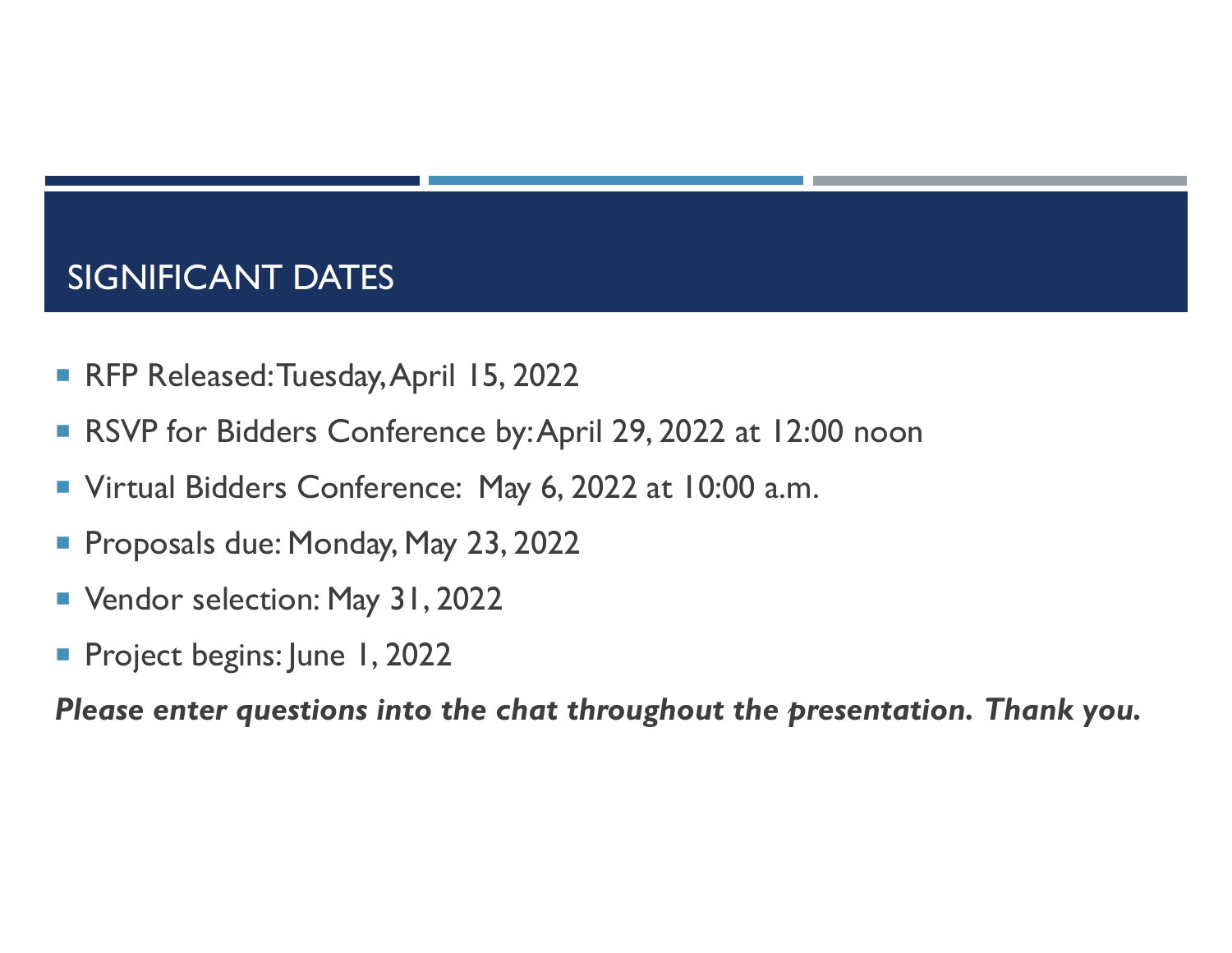# SIGNIFICANT DATES

- RFP Released: Tuesday, April 15, 2022
- RSVP for Bidders Conference by: April 29, 2022 at 12:00 noon
- Virtual Bidders Conference: May 6, 2022 at 10:00 a.m.
- Proposals due: Monday, May 23, 2022
- Vendor selection: May 31, 2022
- Project begins: June 1, 2022

***Please enter questions into the chat throughout the presentation. Thank you.***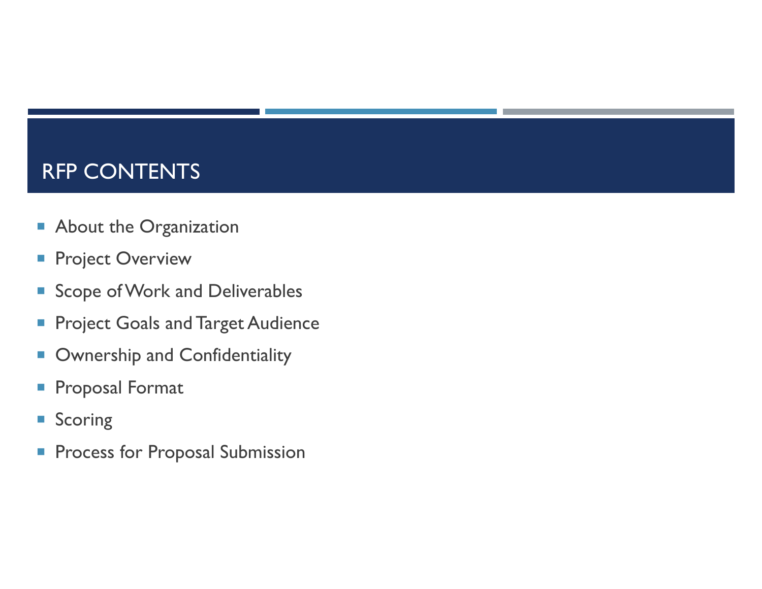# RFP CONTENTS

- About the Organization
- Project Overview
- Scope of Work and Deliverables
- Project Goals and Target Audience
- Ownership and Confidentiality
- Proposal Format
- Scoring
- Process for Proposal Submission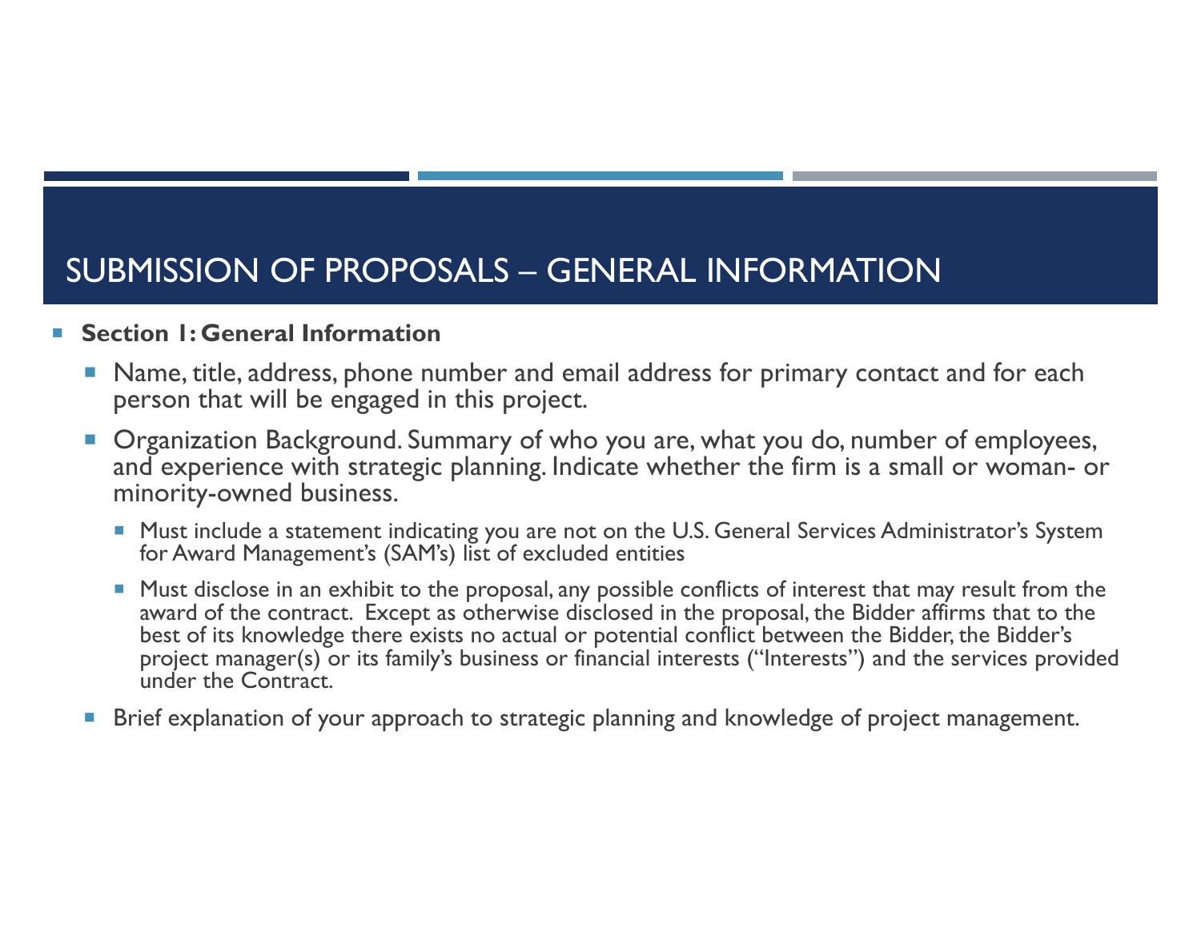# SUBMISSION OF PROPOSALS – GENERAL INFORMATION

- **Section 1: General Information**
  - Name, title, address, phone number and email address for primary contact and for each person that will be engaged in this project.
  - Organization Background. Summary of who you are, what you do, number of employees, and experience with strategic planning. Indicate whether the firm is a small or woman- or minority-owned business.
    - Must include a statement indicating you are not on the U.S. General Services Administrator's System for Award Management's (SAM's) list of excluded entities
    - Must disclose in an exhibit to the proposal, any possible conflicts of interest that may result from the award of the contract. Except as otherwise disclosed in the proposal, the Bidder affirms that to the best of its knowledge there exists no actual or potential conflict between the Bidder, the Bidder's project manager(s) or its family's business or financial interests ("Interests") and the services provided under the Contract.
  - Brief explanation of your approach to strategic planning and knowledge of project management.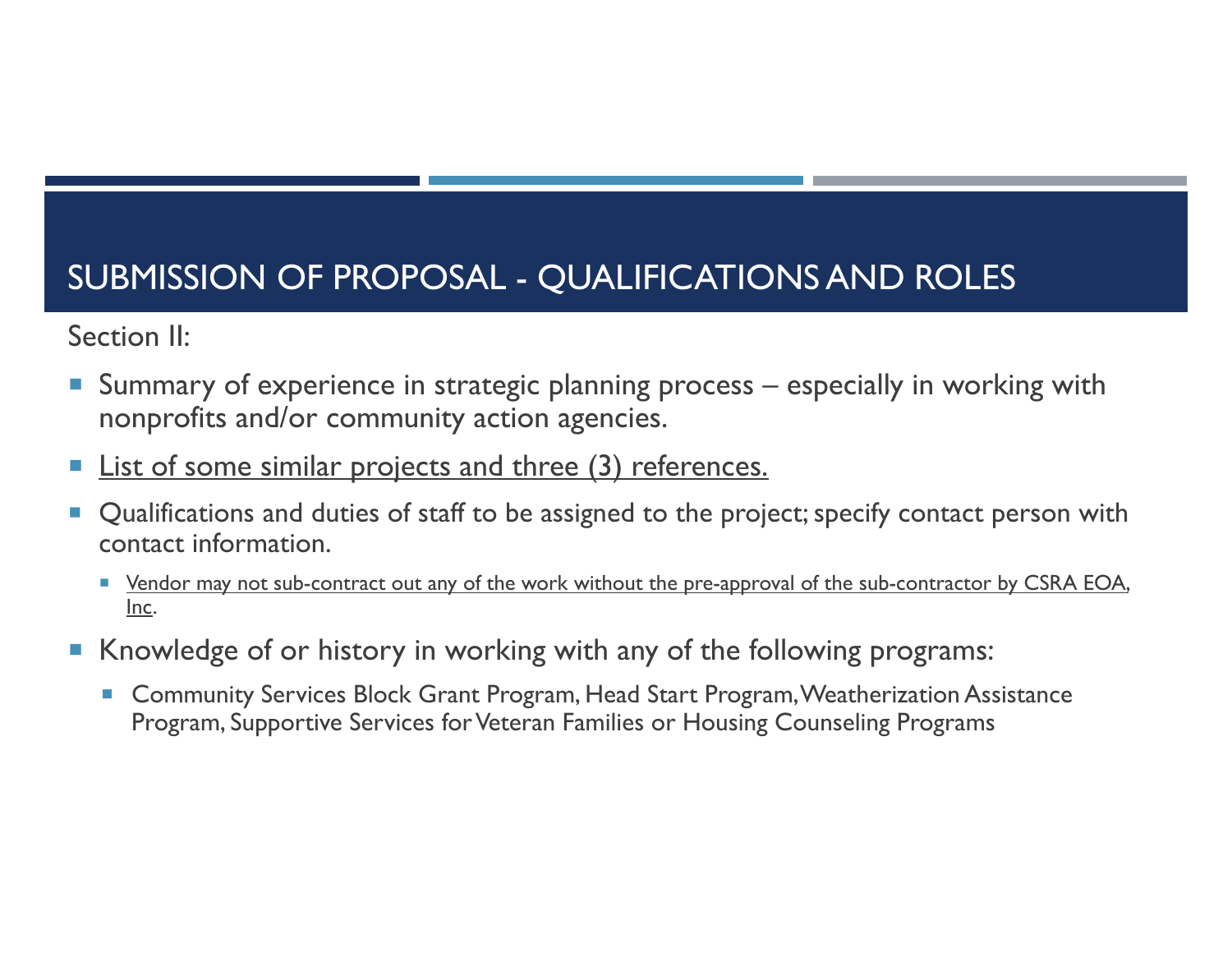# SUBMISSION OF PROPOSAL - QUALIFICATIONS AND ROLES

Section II:

- Summary of experience in strategic planning process – especially in working with nonprofits and/or community action agencies.
- <u>List of some similar projects and three (3) references.</u>
- Qualifications and duties of staff to be assigned to the project; specify contact person with contact information.
  - <u>Vendor may not sub-contract out any of the work without the pre-approval of the sub-contractor by CSRA EOA, Inc</u>.
- Knowledge of or history in working with any of the following programs:
  - Community Services Block Grant Program, Head Start Program, Weatherization Assistance Program, Supportive Services for Veteran Families or Housing Counseling Programs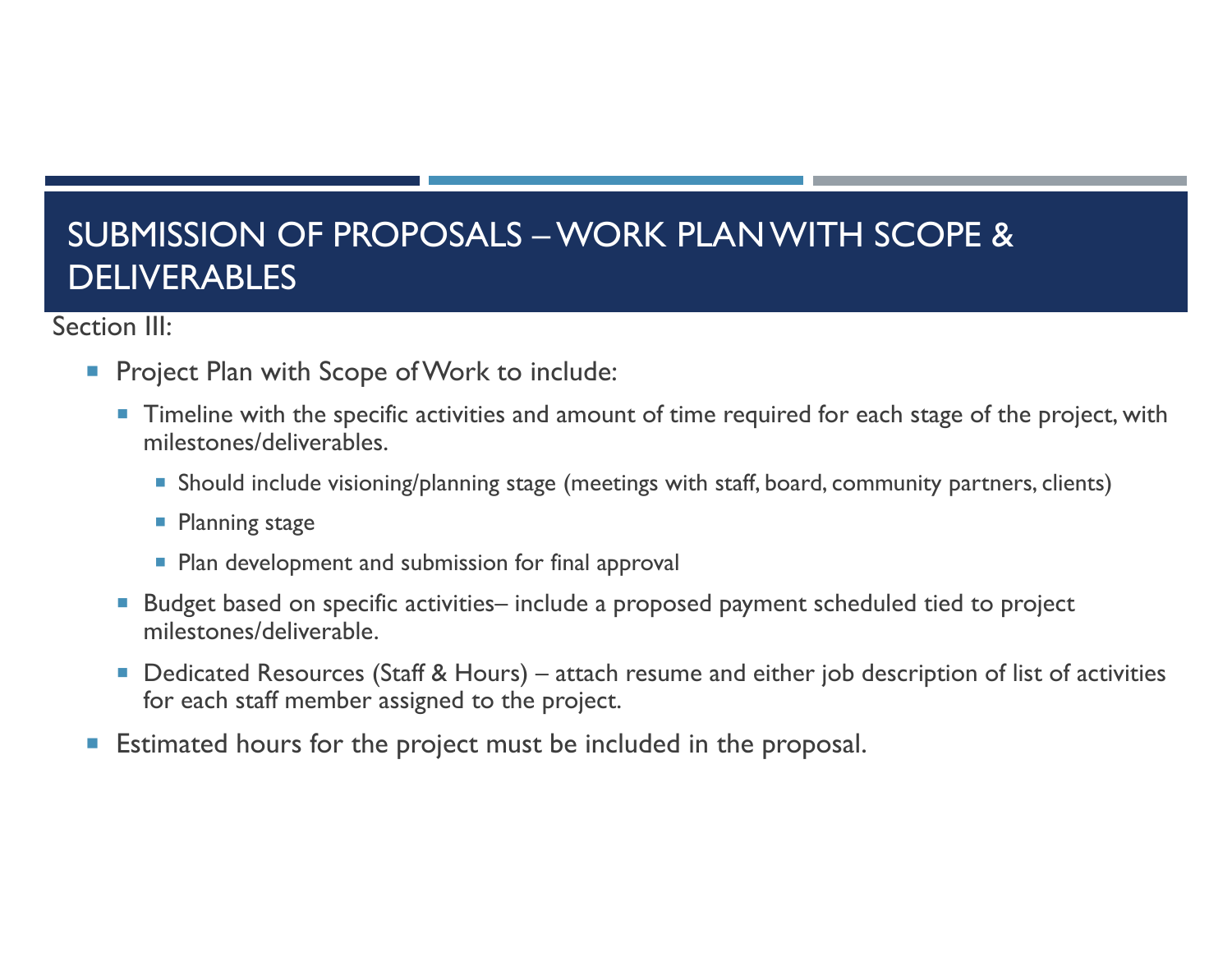# SUBMISSION OF PROPOSALS – WORK PLAN WITH SCOPE & DELIVERABLES

Section III:

- Project Plan with Scope of Work to include:
  - Timeline with the specific activities and amount of time required for each stage of the project, with milestones/deliverables.
    - Should include visioning/planning stage (meetings with staff, board, community partners, clients)
    - Planning stage
    - Plan development and submission for final approval
  - Budget based on specific activities– include a proposed payment scheduled tied to project milestones/deliverable.
  - Dedicated Resources (Staff & Hours) – attach resume and either job description of list of activities for each staff member assigned to the project.
- Estimated hours for the project must be included in the proposal.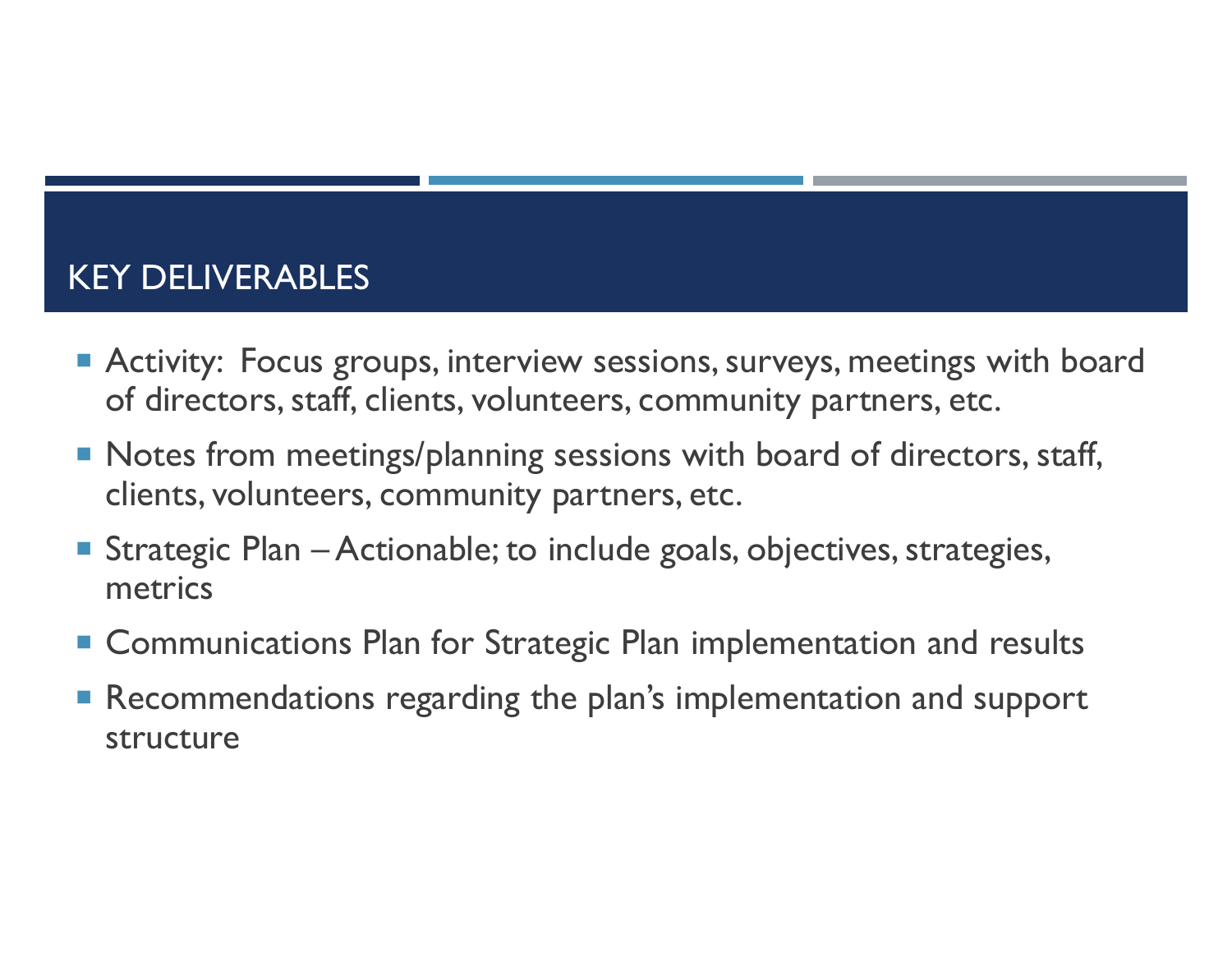## KEY DELIVERABLES

- Activity: Focus groups, interview sessions, surveys, meetings with board of directors, staff, clients, volunteers, community partners, etc.
- Notes from meetings/planning sessions with board of directors, staff, clients, volunteers, community partners, etc.
- Strategic Plan – Actionable; to include goals, objectives, strategies, metrics
- Communications Plan for Strategic Plan implementation and results
- Recommendations regarding the plan's implementation and support structure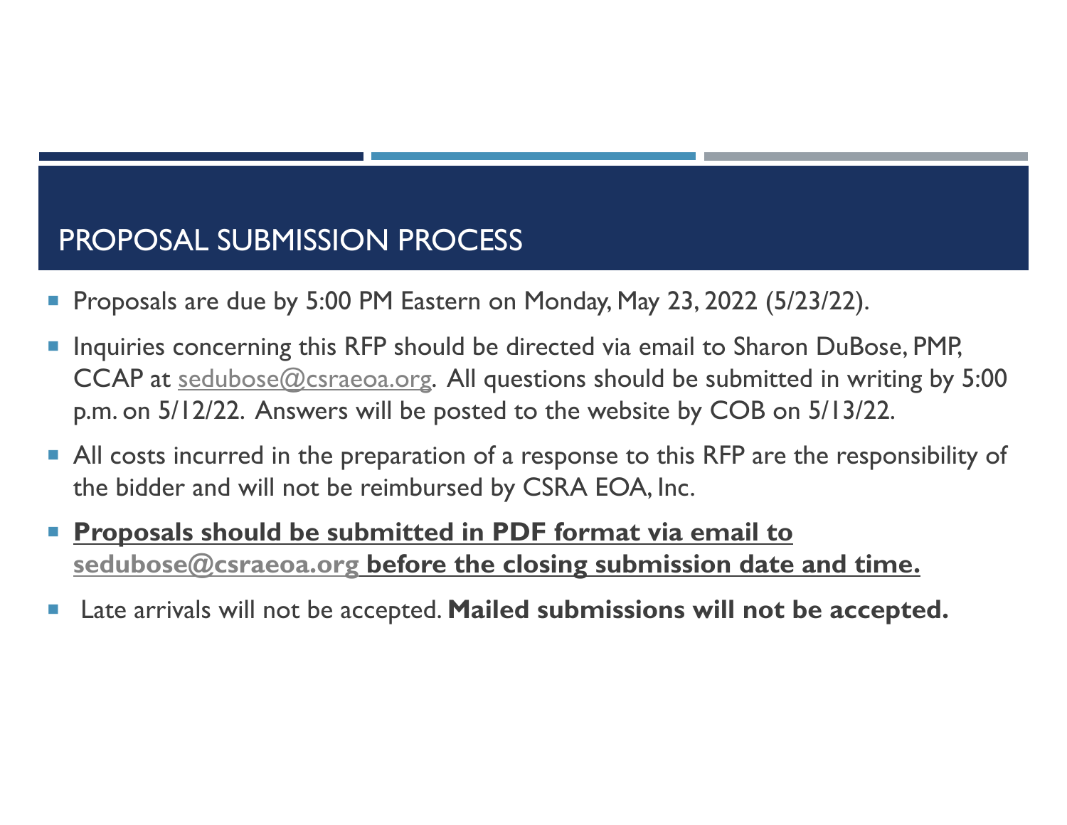## PROPOSAL SUBMISSION PROCESS

- Proposals are due by 5:00 PM Eastern on Monday, May 23, 2022 (5/23/22).
- Inquiries concerning this RFP should be directed via email to Sharon DuBose, PMP, CCAP at sedubose@csraeoa.org. All questions should be submitted in writing by 5:00 p.m. on 5/12/22. Answers will be posted to the website by COB on 5/13/22.
- All costs incurred in the preparation of a response to this RFP are the responsibility of the bidder and will not be reimbursed by CSRA EOA, Inc.
- **Proposals should be submitted in PDF format via email to sedubose@csraeoa.org before the closing submission date and time.**
- Late arrivals will not be accepted. **Mailed submissions will not be accepted.**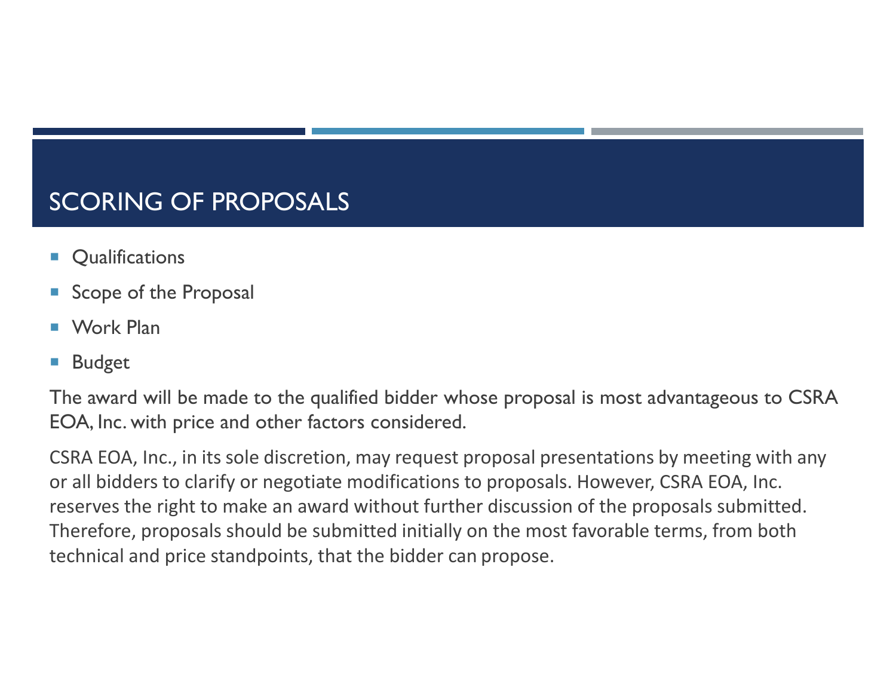# SCORING OF PROPOSALS

- Qualifications
- Scope of the Proposal
- Work Plan
- Budget

The award will be made to the qualified bidder whose proposal is most advantageous to CSRA EOA, Inc. with price and other factors considered.

CSRA EOA, Inc., in its sole discretion, may request proposal presentations by meeting with any or all bidders to clarify or negotiate modifications to proposals. However, CSRA EOA, Inc. reserves the right to make an award without further discussion of the proposals submitted. Therefore, proposals should be submitted initially on the most favorable terms, from both technical and price standpoints, that the bidder can propose.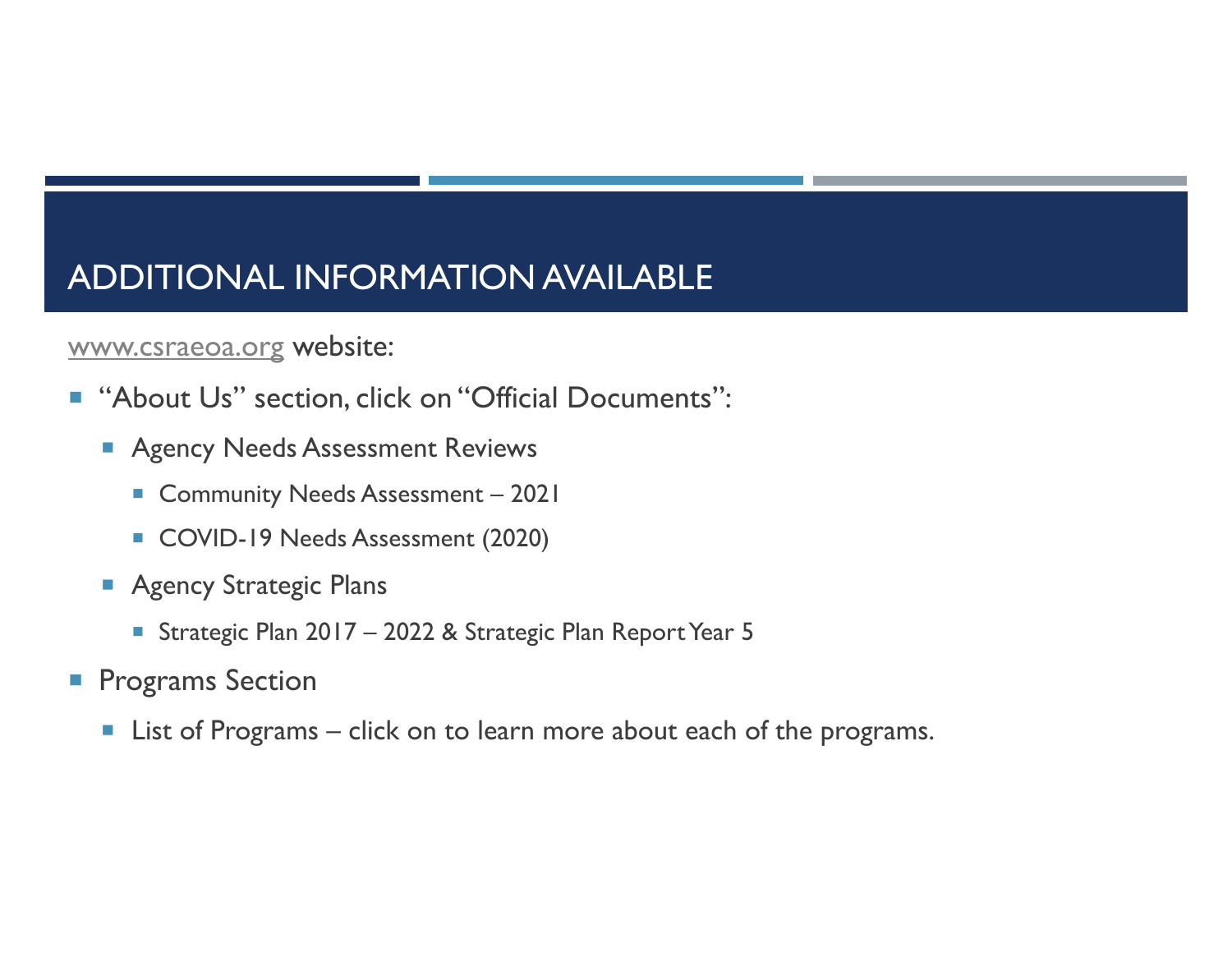# ADDITIONAL INFORMATION AVAILABLE

www.csraeoa.org website:

- "About Us" section, click on "Official Documents":
  - Agency Needs Assessment Reviews
    - Community Needs Assessment – 2021
    - COVID-19 Needs Assessment (2020)
  - Agency Strategic Plans
    - Strategic Plan 2017 – 2022 & Strategic Plan Report Year 5
- Programs Section
  - List of Programs – click on to learn more about each of the programs.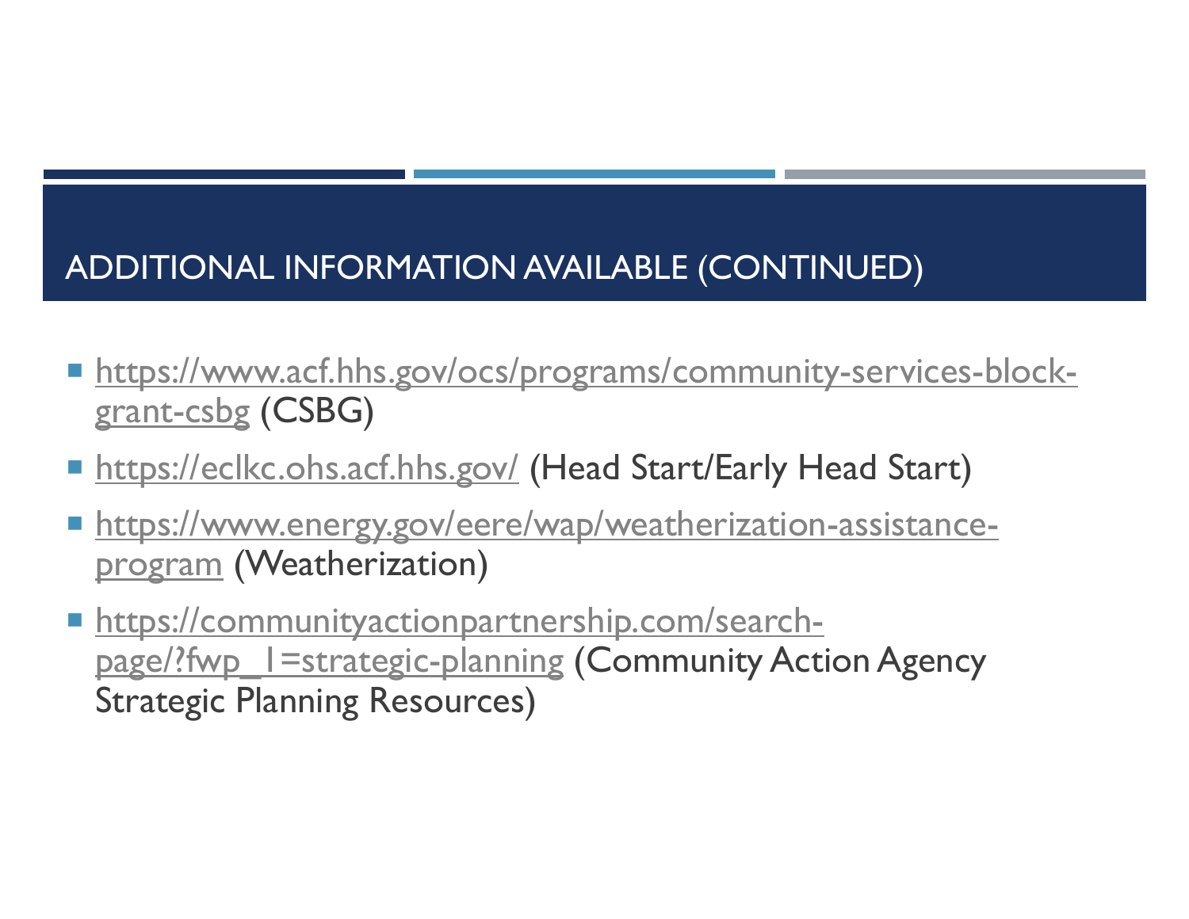## ADDITIONAL INFORMATION AVAILABLE (CONTINUED)

- https://www.acf.hhs.gov/ocs/programs/community-services-block-grant-csbg (CSBG)
- https://eclkc.ohs.acf.hhs.gov/ (Head Start/Early Head Start)
- https://www.energy.gov/eere/wap/weatherization-assistance-program (Weatherization)
- https://communityactionpartnership.com/search-page/?fwp_1=strategic-planning (Community Action Agency Strategic Planning Resources)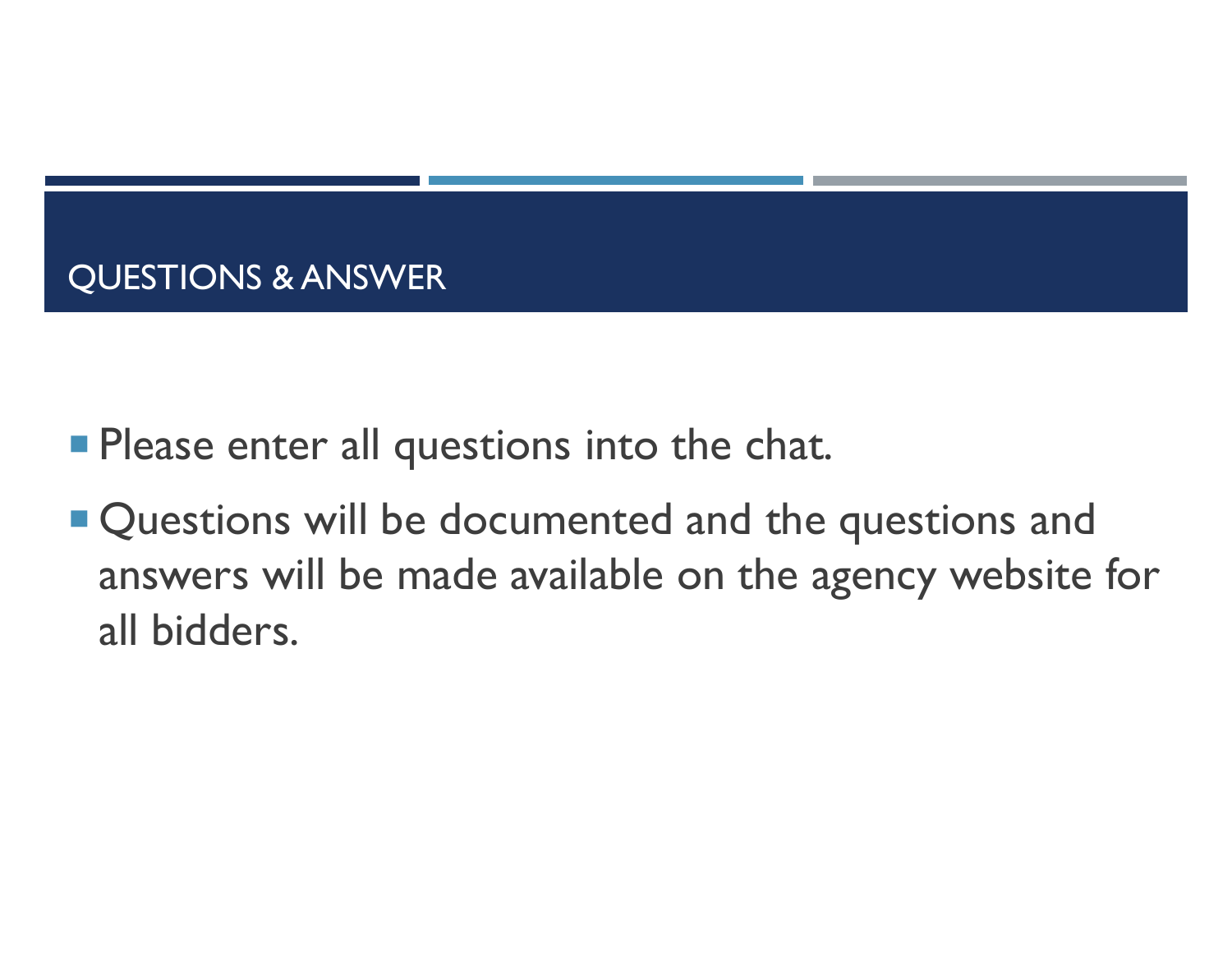## QUESTIONS & ANSWER

- Please enter all questions into the chat.
- Questions will be documented and the questions and answers will be made available on the agency website for all bidders.